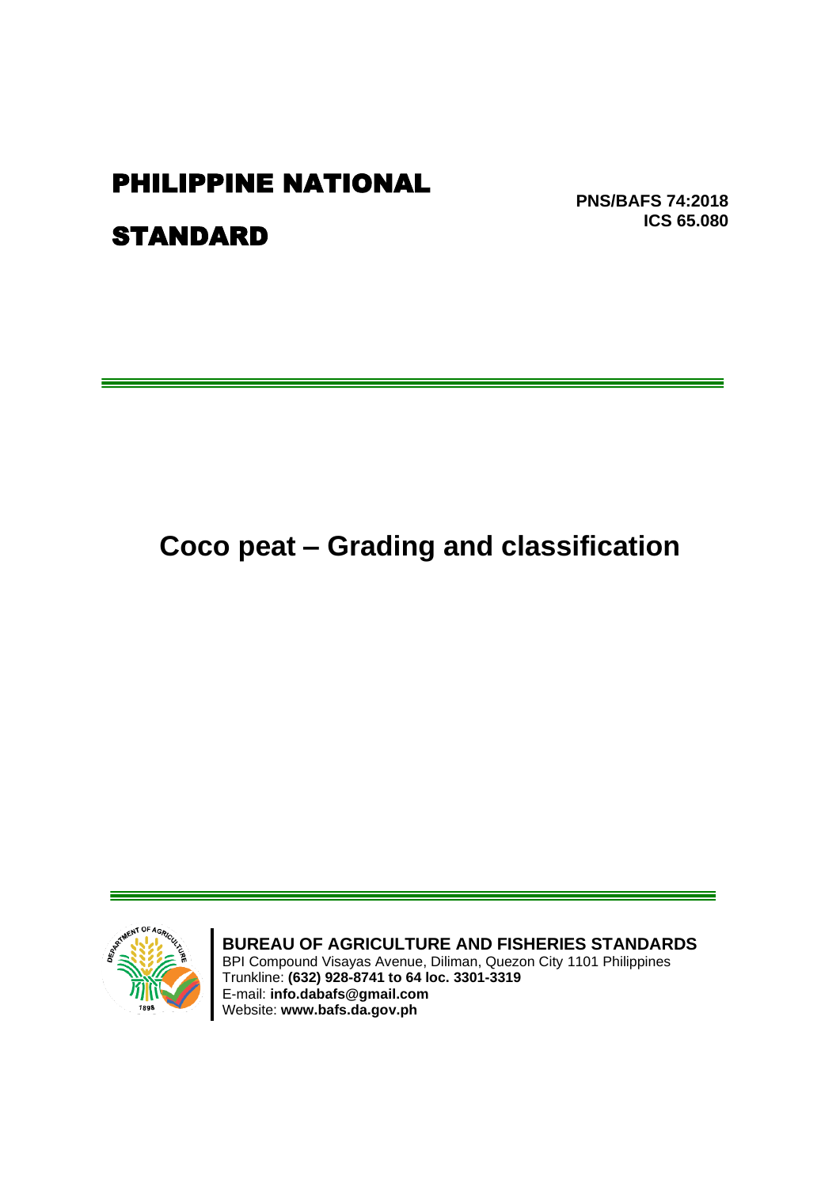# PHILIPPINE NATIONAL STANDARD

**PNS/BAFS 74:2018**
**ICS 65.080**

# Coco peat – Grading and classification

**BUREAU OF AGRICULTURE AND FISHERIES STANDARDS**
BPI Compound Visayas Avenue, Diliman, Quezon City 1101 Philippines
Trunkline: **(632) 928-8741 to 64 loc. 3301-3319**
E-mail: **info.dabafs@gmail.com**
Website: **www.bafs.da.gov.ph**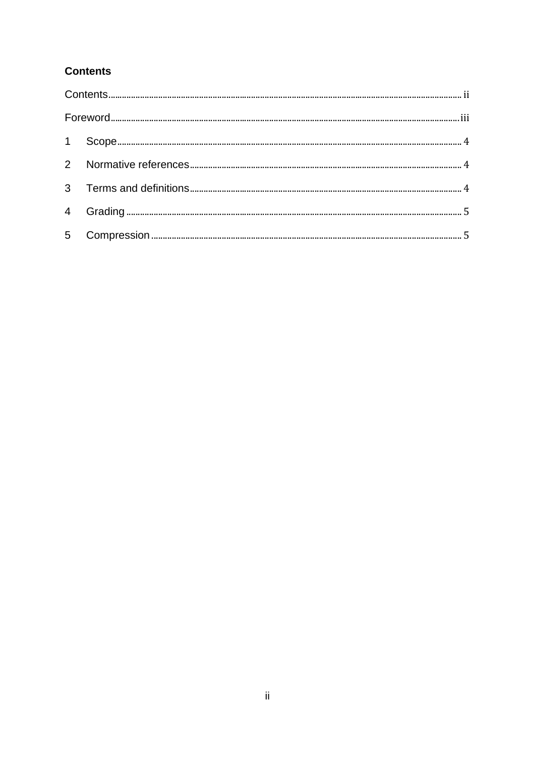**Contents**

Contents ........ ii

Foreword ........ iii

1 Scope ........ 4

2 Normative references ........ 4

3 Terms and definitions ........ 4

4 Grading ........ 5

5 Compression ........ 5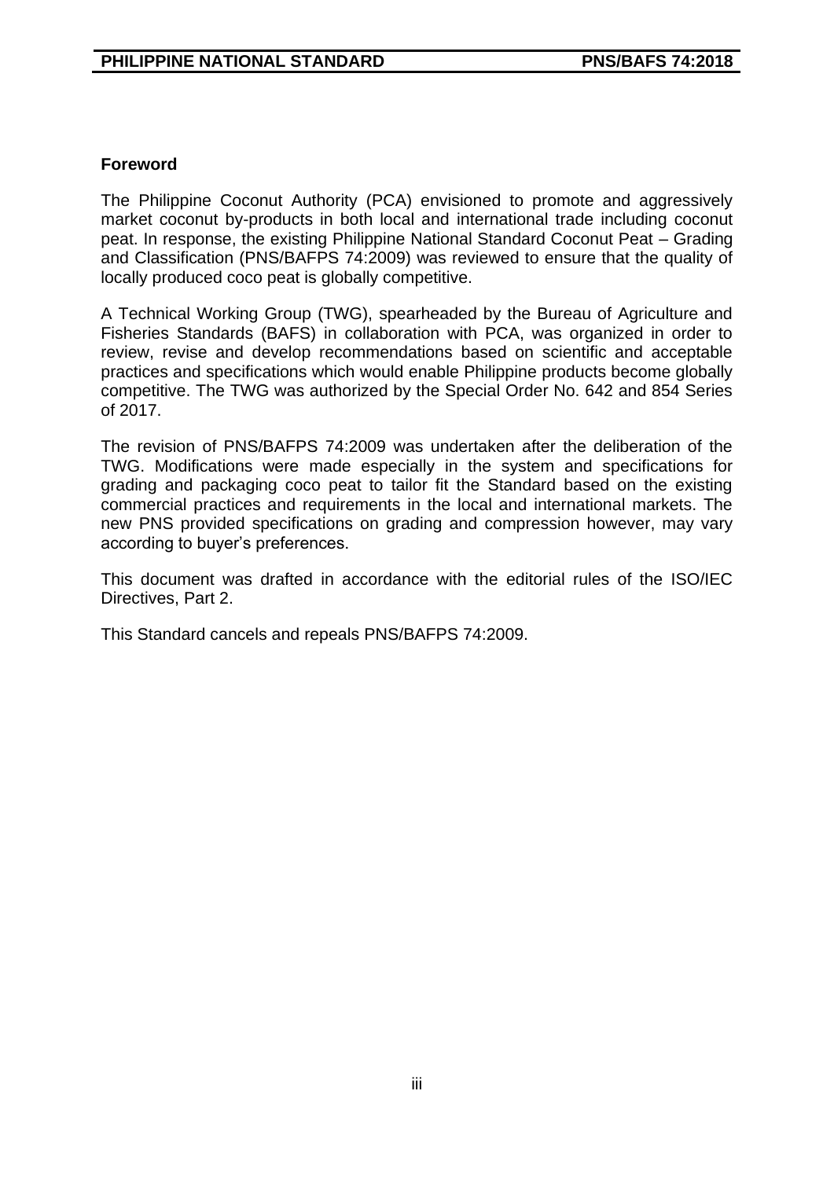## Foreword

The Philippine Coconut Authority (PCA) envisioned to promote and aggressively market coconut by-products in both local and international trade including coconut peat. In response, the existing Philippine National Standard Coconut Peat – Grading and Classification (PNS/BAFPS 74:2009) was reviewed to ensure that the quality of locally produced coco peat is globally competitive.

A Technical Working Group (TWG), spearheaded by the Bureau of Agriculture and Fisheries Standards (BAFS) in collaboration with PCA, was organized in order to review, revise and develop recommendations based on scientific and acceptable practices and specifications which would enable Philippine products become globally competitive. The TWG was authorized by the Special Order No. 642 and 854 Series of 2017.

The revision of PNS/BAFPS 74:2009 was undertaken after the deliberation of the TWG. Modifications were made especially in the system and specifications for grading and packaging coco peat to tailor fit the Standard based on the existing commercial practices and requirements in the local and international markets. The new PNS provided specifications on grading and compression however, may vary according to buyer's preferences.

This document was drafted in accordance with the editorial rules of the ISO/IEC Directives, Part 2.

This Standard cancels and repeals PNS/BAFPS 74:2009.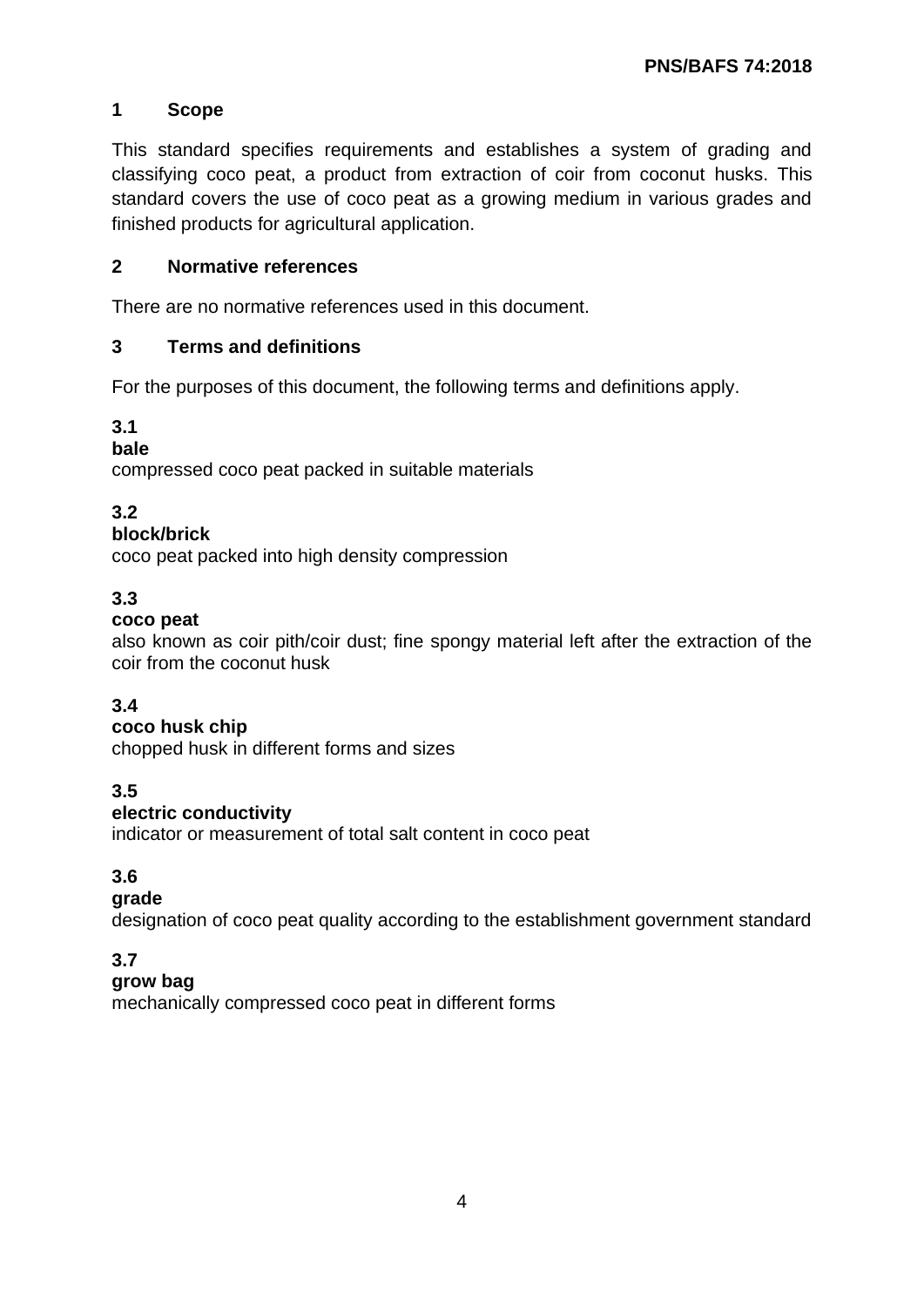## 1 Scope

This standard specifies requirements and establishes a system of grading and classifying coco peat, a product from extraction of coir from coconut husks. This standard covers the use of coco peat as a growing medium in various grades and finished products for agricultural application.

## 2 Normative references

There are no normative references used in this document.

## 3 Terms and definitions

For the purposes of this document, the following terms and definitions apply.

**3.1**
**bale**
compressed coco peat packed in suitable materials

**3.2**
**block/brick**
coco peat packed into high density compression

**3.3**
**coco peat**
also known as coir pith/coir dust; fine spongy material left after the extraction of the coir from the coconut husk

**3.4**
**coco husk chip**
chopped husk in different forms and sizes

**3.5**
**electric conductivity**
indicator or measurement of total salt content in coco peat

**3.6**
**grade**
designation of coco peat quality according to the establishment government standard

**3.7**
**grow bag**
mechanically compressed coco peat in different forms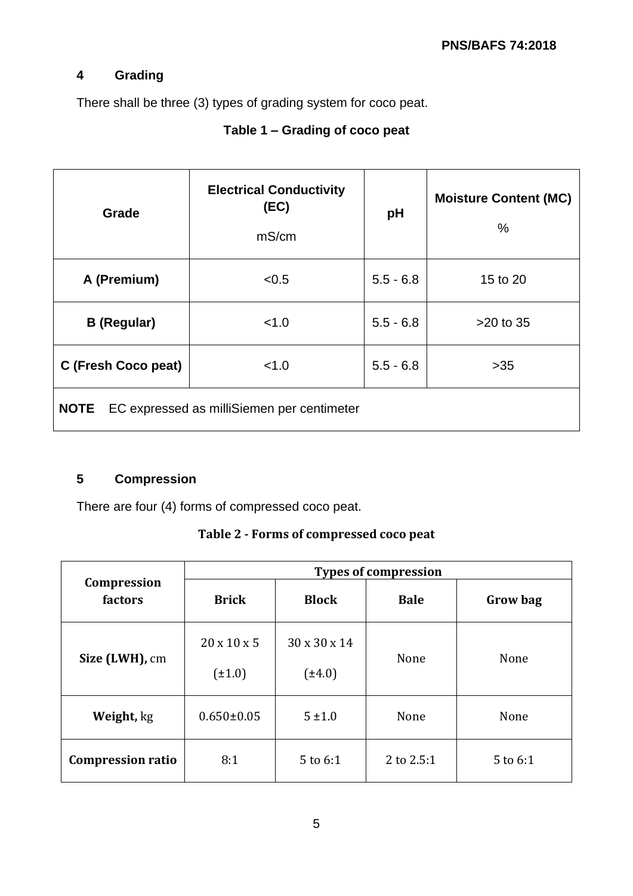## 4 Grading

There shall be three (3) types of grading system for coco peat.

**Table 1 – Grading of coco peat**

| Grade | Electrical Conductivity (EC) mS/cm | pH | Moisture Content (MC) % |
|---|---|---|---|
| **A (Premium)** | <0.5 | 5.5 - 6.8 | 15 to 20 |
| **B (Regular)** | <1.0 | 5.5 - 6.8 | >20 to 35 |
| **C (Fresh Coco peat)** | <1.0 | 5.5 - 6.8 | >35 |
| **NOTE** EC expressed as milliSiemen per centimeter | | | |

## 5 Compression

There are four (4) forms of compressed coco peat.

**Table 2 - Forms of compressed coco peat**

| Compression factors | Types of compression | | | |
|---|---|---|---|---|
| | **Brick** | **Block** | **Bale** | **Grow bag** |
| **Size (LWH),** cm | 20 x 10 x 5 (±1.0) | 30 x 30 x 14 (±4.0) | None | None |
| **Weight,** kg | 0.650±0.05 | 5 ±1.0 | None | None |
| **Compression ratio** | 8:1 | 5 to 6:1 | 2 to 2.5:1 | 5 to 6:1 |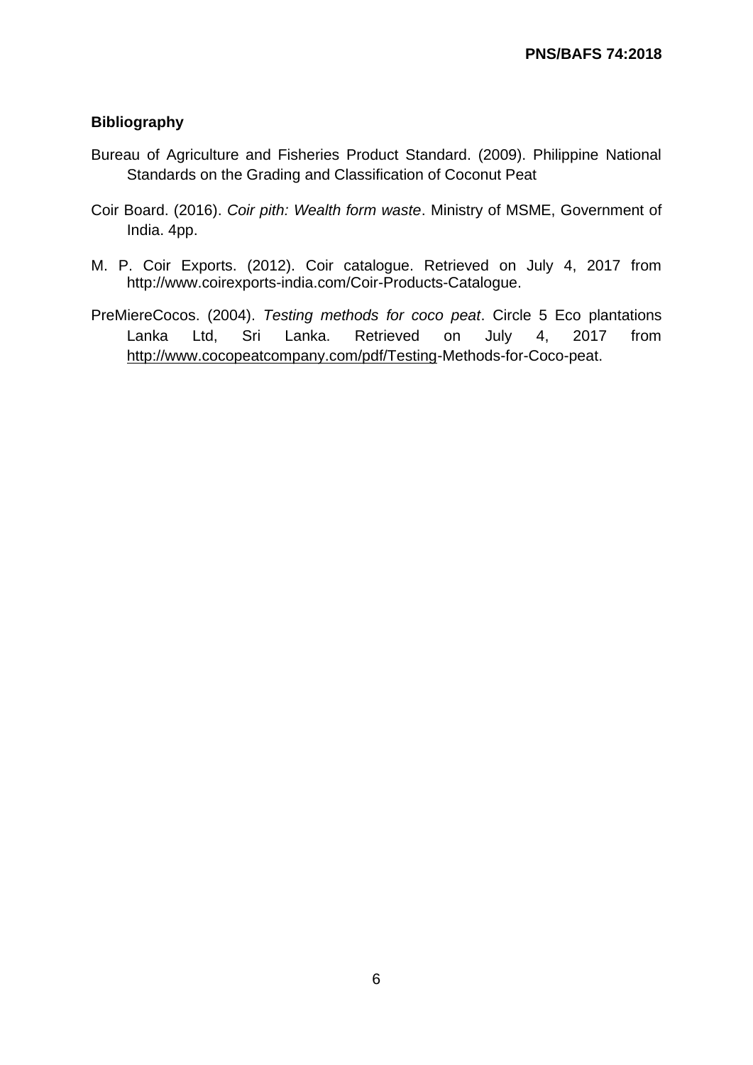## Bibliography

Bureau of Agriculture and Fisheries Product Standard. (2009). Philippine National Standards on the Grading and Classification of Coconut Peat

Coir Board. (2016). *Coir pith: Wealth form waste*. Ministry of MSME, Government of India. 4pp.

M. P. Coir Exports. (2012). Coir catalogue. Retrieved on July 4, 2017 from http://www.coirexports-india.com/Coir-Products-Catalogue.

PreMiereCocos. (2004). *Testing methods for coco peat*. Circle 5 Eco plantations Lanka Ltd, Sri Lanka. Retrieved on July 4, 2017 from http://www.cocopeatcompany.com/pdf/Testing-Methods-for-Coco-peat.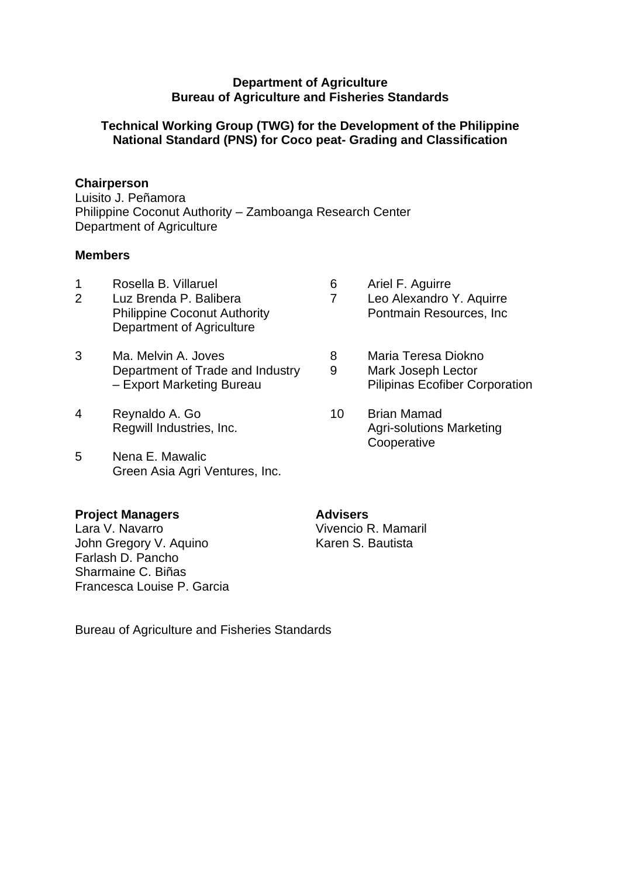**Department of Agriculture**
**Bureau of Agriculture and Fisheries Standards**

**Technical Working Group (TWG) for the Development of the Philippine National Standard (PNS) for Coco peat- Grading and Classification**

**Chairperson**
Luisito J. Peñamora
Philippine Coconut Authority – Zamboanga Research Center
Department of Agriculture

**Members**

1 Rosella B. Villaruel
2 Luz Brenda P. Balibera
Philippine Coconut Authority
Department of Agriculture

3 Ma. Melvin A. Joves
Department of Trade and Industry – Export Marketing Bureau

4 Reynaldo A. Go
Regwill Industries, Inc.

5 Nena E. Mawalic
Green Asia Agri Ventures, Inc.

6 Ariel F. Aguirre
7 Leo Alexandro Y. Aquirre
Pontmain Resources, Inc

8 Maria Teresa Diokno
9 Mark Joseph Lector
Pilipinas Ecofiber Corporation

10 Brian Mamad
Agri-solutions Marketing Cooperative

**Project Managers**
Lara V. Navarro
John Gregory V. Aquino
Farlash D. Pancho
Sharmaine C. Biñas
Francesca Louise P. Garcia

**Advisers**
Vivencio R. Mamaril
Karen S. Bautista

Bureau of Agriculture and Fisheries Standards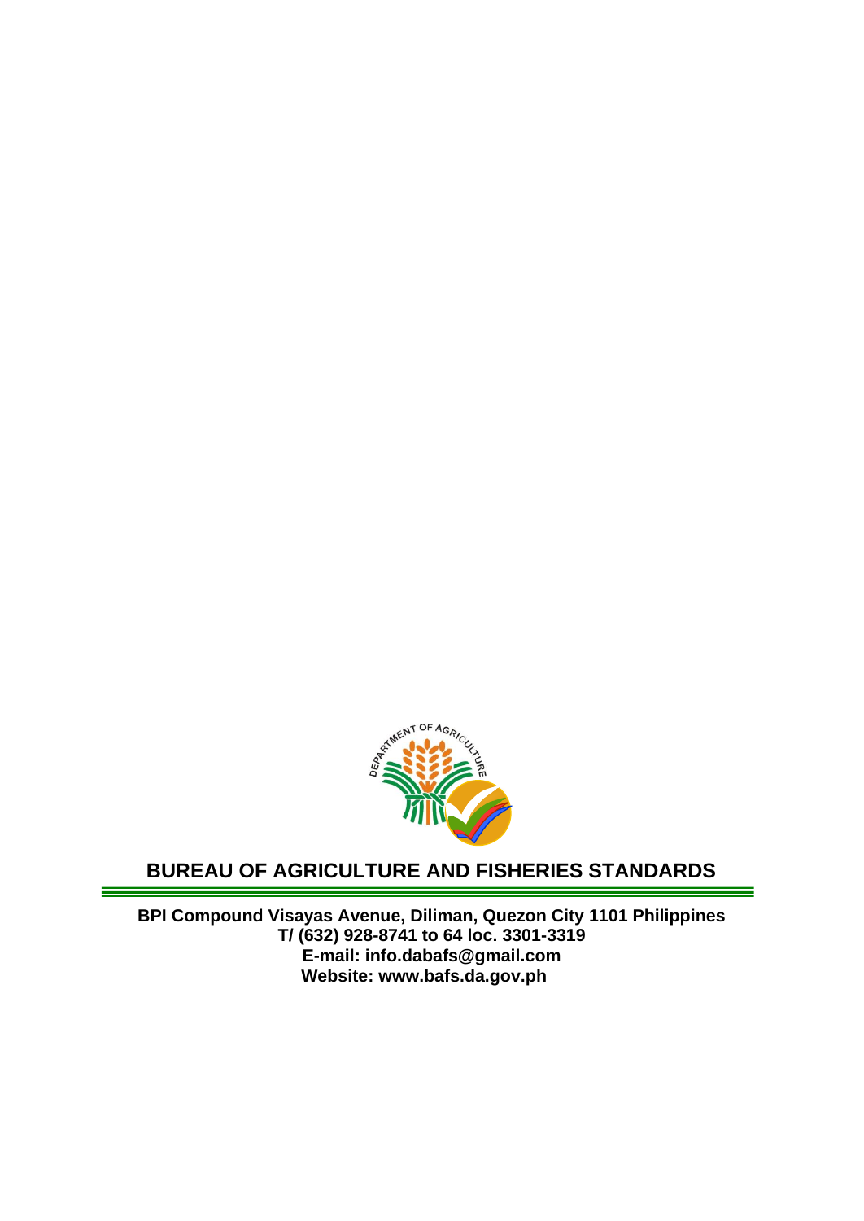**BUREAU OF AGRICULTURE AND FISHERIES STANDARDS**

**BPI Compound Visayas Avenue, Diliman, Quezon City 1101 Philippines**
**T/ (632) 928-8741 to 64 loc. 3301-3319**
**E-mail: info.dabafs@gmail.com**
**Website: www.bafs.da.gov.ph**